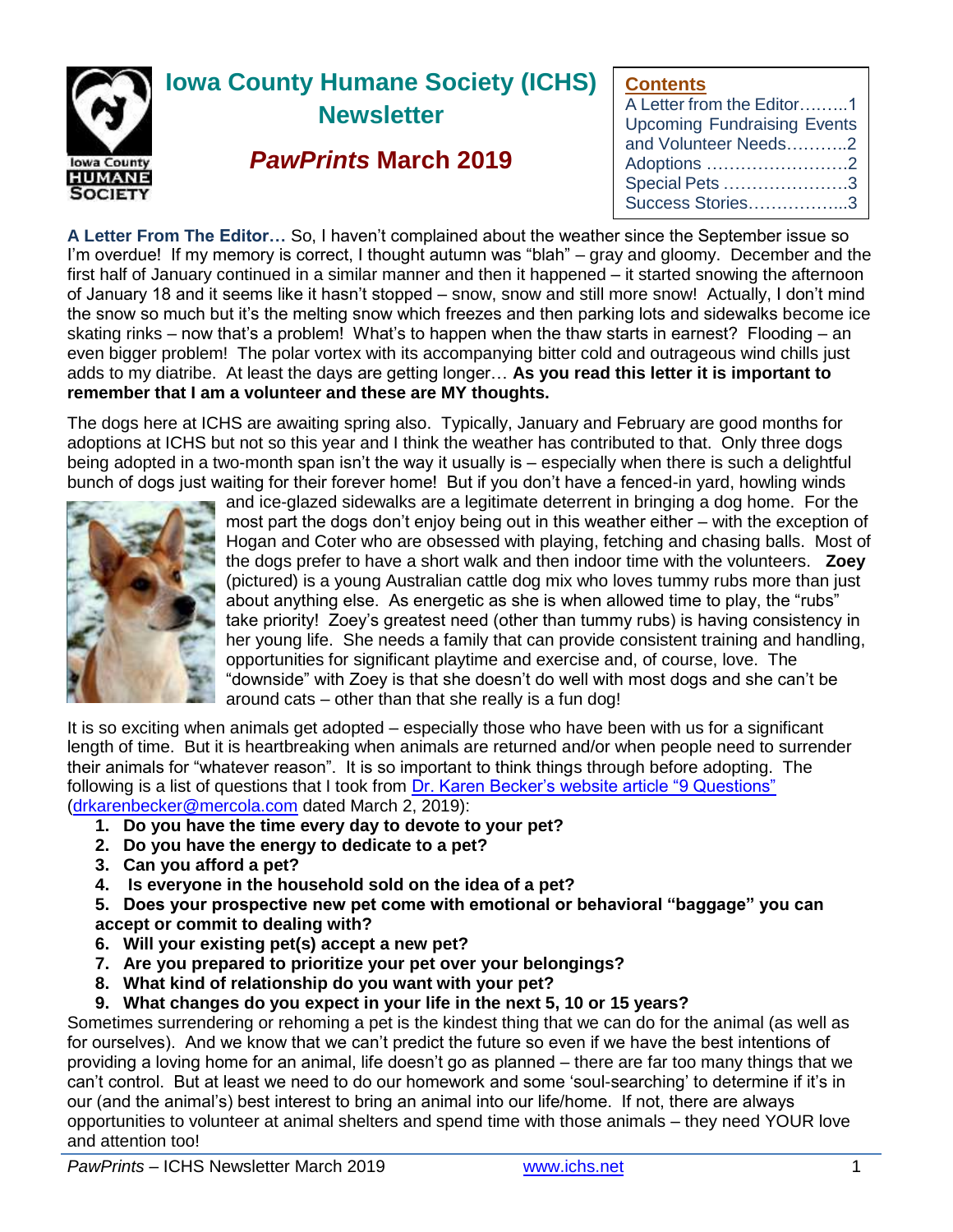# Iowa County Humane Society (ICHS) Newsletter

## *PawPrints* March 2019

**Contents**

- A Letter from the Editor.........1
- Upcoming Fundraising Events and Volunteer Needs...........2
- Adoptions .........................2
- Special Pets ......................3
- Success Stories..................3

**A Letter From The Editor…** So, I haven't complained about the weather since the September issue so I'm overdue! If my memory is correct, I thought autumn was "blah" – gray and gloomy. December and the first half of January continued in a similar manner and then it happened – it started snowing the afternoon of January 18 and it seems like it hasn't stopped – snow, snow and still more snow! Actually, I don't mind the snow so much but it's the melting snow which freezes and then parking lots and sidewalks become ice skating rinks – now that's a problem! What's to happen when the thaw starts in earnest? Flooding – an even bigger problem! The polar vortex with its accompanying bitter cold and outrageous wind chills just adds to my diatribe. At least the days are getting longer… **As you read this letter it is important to remember that I am a volunteer and these are MY thoughts.**

The dogs here at ICHS are awaiting spring also. Typically, January and February are good months for adoptions at ICHS but not so this year and I think the weather has contributed to that. Only three dogs being adopted in a two-month span isn't the way it usually is – especially when there is such a delightful bunch of dogs just waiting for their forever home! But if you don't have a fenced-in yard, howling winds and ice-glazed sidewalks are a legitimate deterrent in bringing a dog home. For the most part the dogs don't enjoy being out in this weather either – with the exception of Hogan and Coter who are obsessed with playing, fetching and chasing balls. Most of the dogs prefer to have a short walk and then indoor time with the volunteers. **Zoey** (pictured) is a young Australian cattle dog mix who loves tummy rubs more than just about anything else. As energetic as she is when allowed time to play, the "rubs" take priority! Zoey's greatest need (other than tummy rubs) is having consistency in her young life. She needs a family that can provide consistent training and handling, opportunities for significant playtime and exercise and, of course, love. The "downside" with Zoey is that she doesn't do well with most dogs and she can't be around cats – other than that she really is a fun dog!

It is so exciting when animals get adopted – especially those who have been with us for a significant length of time. But it is heartbreaking when animals are returned and/or when people need to surrender their animals for "whatever reason". It is so important to think things through before adopting. The following is a list of questions that I took from Dr. Karen Becker's website article "9 Questions" (drkarenbecker@mercola.com dated March 2, 2019):

1. **Do you have the time every day to devote to your pet?**
2. **Do you have the energy to dedicate to a pet?**
3. **Can you afford a pet?**
4. **Is everyone in the household sold on the idea of a pet?**
5. **Does your prospective new pet come with emotional or behavioral "baggage" you can accept or commit to dealing with?**
6. **Will your existing pet(s) accept a new pet?**
7. **Are you prepared to prioritize your pet over your belongings?**
8. **What kind of relationship do you want with your pet?**
9. **What changes do you expect in your life in the next 5, 10 or 15 years?**

Sometimes surrendering or rehoming a pet is the kindest thing that we can do for the animal (as well as for ourselves). And we know that we can't predict the future so even if we have the best intentions of providing a loving home for an animal, life doesn't go as planned – there are far too many things that we can't control. But at least we need to do our homework and some 'soul-searching' to determine if it's in our (and the animal's) best interest to bring an animal into our life/home. If not, there are always opportunities to volunteer at animal shelters and spend time with those animals – they need YOUR love and attention too!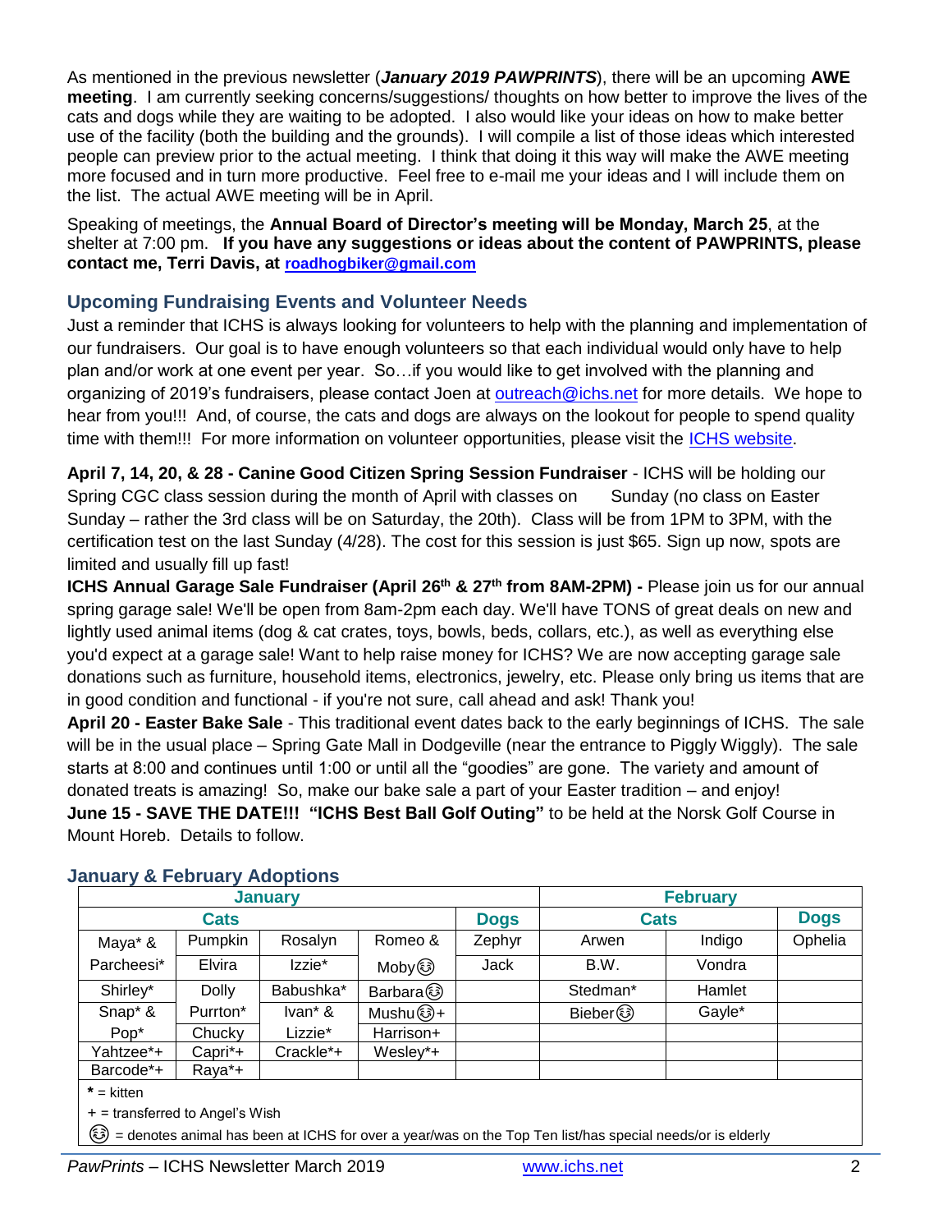As mentioned in the previous newsletter (***January 2019 PAWPRINTS***), there will be an upcoming **AWE meeting**. I am currently seeking concerns/suggestions/ thoughts on how better to improve the lives of the cats and dogs while they are waiting to be adopted. I also would like your ideas on how to make better use of the facility (both the building and the grounds). I will compile a list of those ideas which interested people can preview prior to the actual meeting. I think that doing it this way will make the AWE meeting more focused and in turn more productive. Feel free to e-mail me your ideas and I will include them on the list. The actual AWE meeting will be in April.

Speaking of meetings, the **Annual Board of Director's meeting will be Monday, March 25**, at the shelter at 7:00 pm. **If you have any suggestions or ideas about the content of PAWPRINTS, please contact me, Terri Davis, at roadhogbiker@gmail.com**

## Upcoming Fundraising Events and Volunteer Needs

Just a reminder that ICHS is always looking for volunteers to help with the planning and implementation of our fundraisers. Our goal is to have enough volunteers so that each individual would only have to help plan and/or work at one event per year. So…if you would like to get involved with the planning and organizing of 2019's fundraisers, please contact Joen at outreach@ichs.net for more details. We hope to hear from you!!! And, of course, the cats and dogs are always on the lookout for people to spend quality time with them!!! For more information on volunteer opportunities, please visit the ICHS website.

**April 7, 14, 20, & 28 - Canine Good Citizen Spring Session Fundraiser** - ICHS will be holding our Spring CGC class session during the month of April with classes on Sunday (no class on Easter Sunday – rather the 3rd class will be on Saturday, the 20th). Class will be from 1PM to 3PM, with the certification test on the last Sunday (4/28). The cost for this session is just $65. Sign up now, spots are limited and usually fill up fast!

**ICHS Annual Garage Sale Fundraiser (April 26th & 27th from 8AM-2PM) -** Please join us for our annual spring garage sale! We'll be open from 8am-2pm each day. We'll have TONS of great deals on new and lightly used animal items (dog & cat crates, toys, bowls, beds, collars, etc.), as well as everything else you'd expect at a garage sale! Want to help raise money for ICHS? We are now accepting garage sale donations such as furniture, household items, electronics, jewelry, etc. Please only bring us items that are in good condition and functional - if you're not sure, call ahead and ask! Thank you!

**April 20 - Easter Bake Sale** - This traditional event dates back to the early beginnings of ICHS. The sale will be in the usual place – Spring Gate Mall in Dodgeville (near the entrance to Piggly Wiggly). The sale starts at 8:00 and continues until 1:00 or until all the "goodies" are gone. The variety and amount of donated treats is amazing! So, make our bake sale a part of your Easter tradition – and enjoy!

**June 15 - SAVE THE DATE!!! "ICHS Best Ball Golf Outing"** to be held at the Norsk Golf Course in Mount Horeb. Details to follow.

## January & February Adoptions

| January | | | | | February | | |
|---|---|---|---|---|---|---|---|
| Cats | | | | Dogs | Cats | | Dogs |
| Maya* & | Pumpkin | Rosalyn | Romeo & | Zephyr | Arwen | Indigo | Ophelia |
| Parcheesi* | Elvira | Izzie* | Moby😊 | Jack | B.W. | Vondra | |
| Shirley* | Dolly | Babushka* | Barbara😊 | | Stedman* | Hamlet | |
| Snap* & | Purrton* | Ivan* & | Mushu😊+ | | Bieber😊 | Gayle* | |
| Pop* | Chucky | Lizzie* | Harrison+ | | | | |
| Yahtzee*+ | Capri*+ | Crackle*+ | Wesley*+ | | | | |
| Barcode*+ | Raya*+ | | | | | | |

**\*** = kitten

+ = transferred to Angel's Wish

😊 = denotes animal has been at ICHS for over a year/was on the Top Ten list/has special needs/or is elderly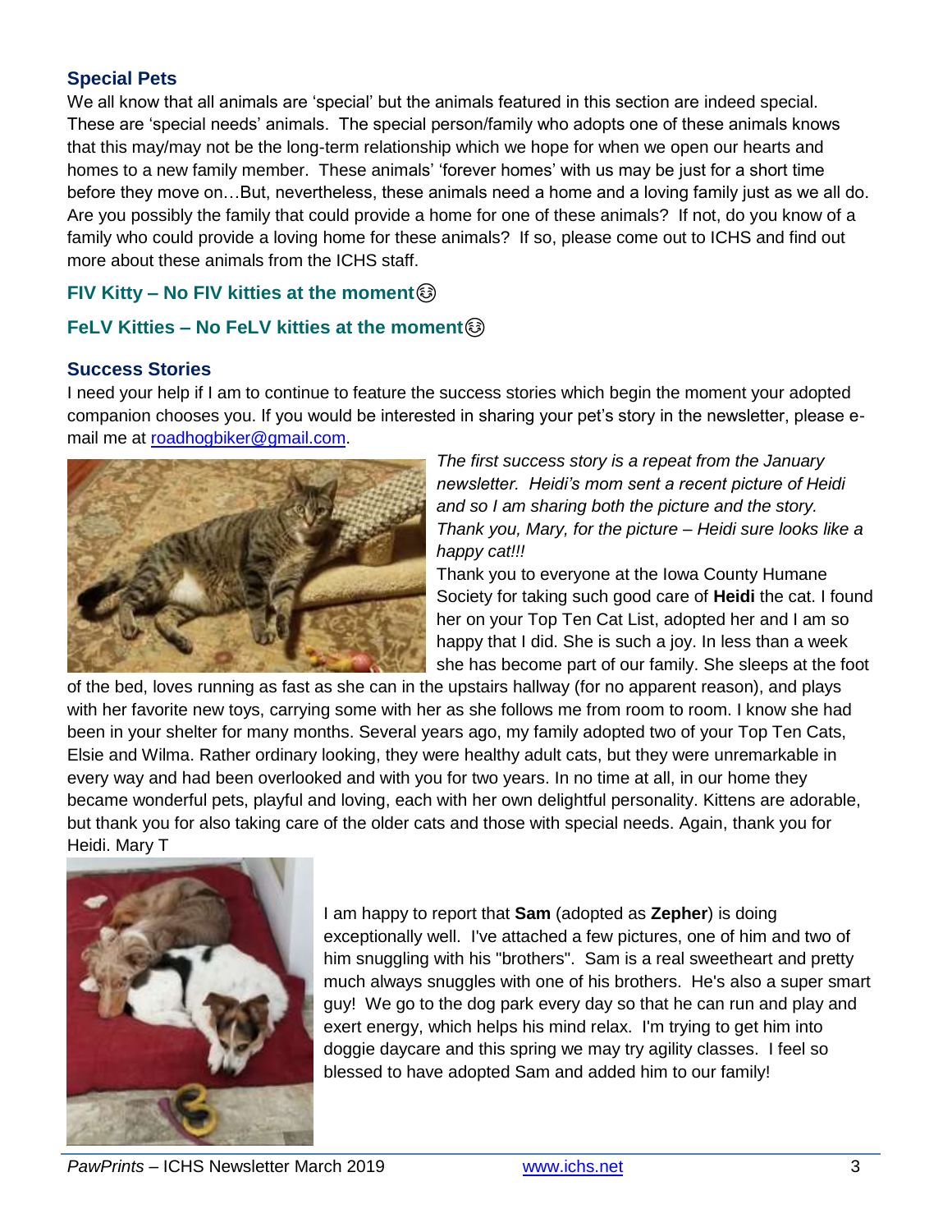## Special Pets

We all know that all animals are 'special' but the animals featured in this section are indeed special. These are 'special needs' animals. The special person/family who adopts one of these animals knows that this may/may not be the long-term relationship which we hope for when we open our hearts and homes to a new family member. These animals' 'forever homes' with us may be just for a short time before they move on…But, nevertheless, these animals need a home and a loving family just as we all do. Are you possibly the family that could provide a home for one of these animals? If not, do you know of a family who could provide a loving home for these animals? If so, please come out to ICHS and find out more about these animals from the ICHS staff.

### FIV Kitty – No FIV kitties at the moment😊

### FeLV Kitties – No FeLV kitties at the moment😊

## Success Stories

I need your help if I am to continue to feature the success stories which begin the moment your adopted companion chooses you. If you would be interested in sharing your pet's story in the newsletter, please e-mail me at roadhogbiker@gmail.com.

*The first success story is a repeat from the January newsletter. Heidi's mom sent a recent picture of Heidi and so I am sharing both the picture and the story. Thank you, Mary, for the picture – Heidi sure looks like a happy cat!!!*

Thank you to everyone at the Iowa County Humane Society for taking such good care of **Heidi** the cat. I found her on your Top Ten Cat List, adopted her and I am so happy that I did. She is such a joy. In less than a week she has become part of our family. She sleeps at the foot of the bed, loves running as fast as she can in the upstairs hallway (for no apparent reason), and plays with her favorite new toys, carrying some with her as she follows me from room to room. I know she had been in your shelter for many months. Several years ago, my family adopted two of your Top Ten Cats, Elsie and Wilma. Rather ordinary looking, they were healthy adult cats, but they were unremarkable in every way and had been overlooked and with you for two years. In no time at all, in our home they became wonderful pets, playful and loving, each with her own delightful personality. Kittens are adorable, but thank you for also taking care of the older cats and those with special needs. Again, thank you for Heidi. Mary T

I am happy to report that **Sam** (adopted as **Zepher**) is doing exceptionally well. I've attached a few pictures, one of him and two of him snuggling with his "brothers". Sam is a real sweetheart and pretty much always snuggles with one of his brothers. He's also a super smart guy! We go to the dog park every day so that he can run and play and exert energy, which helps his mind relax. I'm trying to get him into doggie daycare and this spring we may try agility classes. I feel so blessed to have adopted Sam and added him to our family!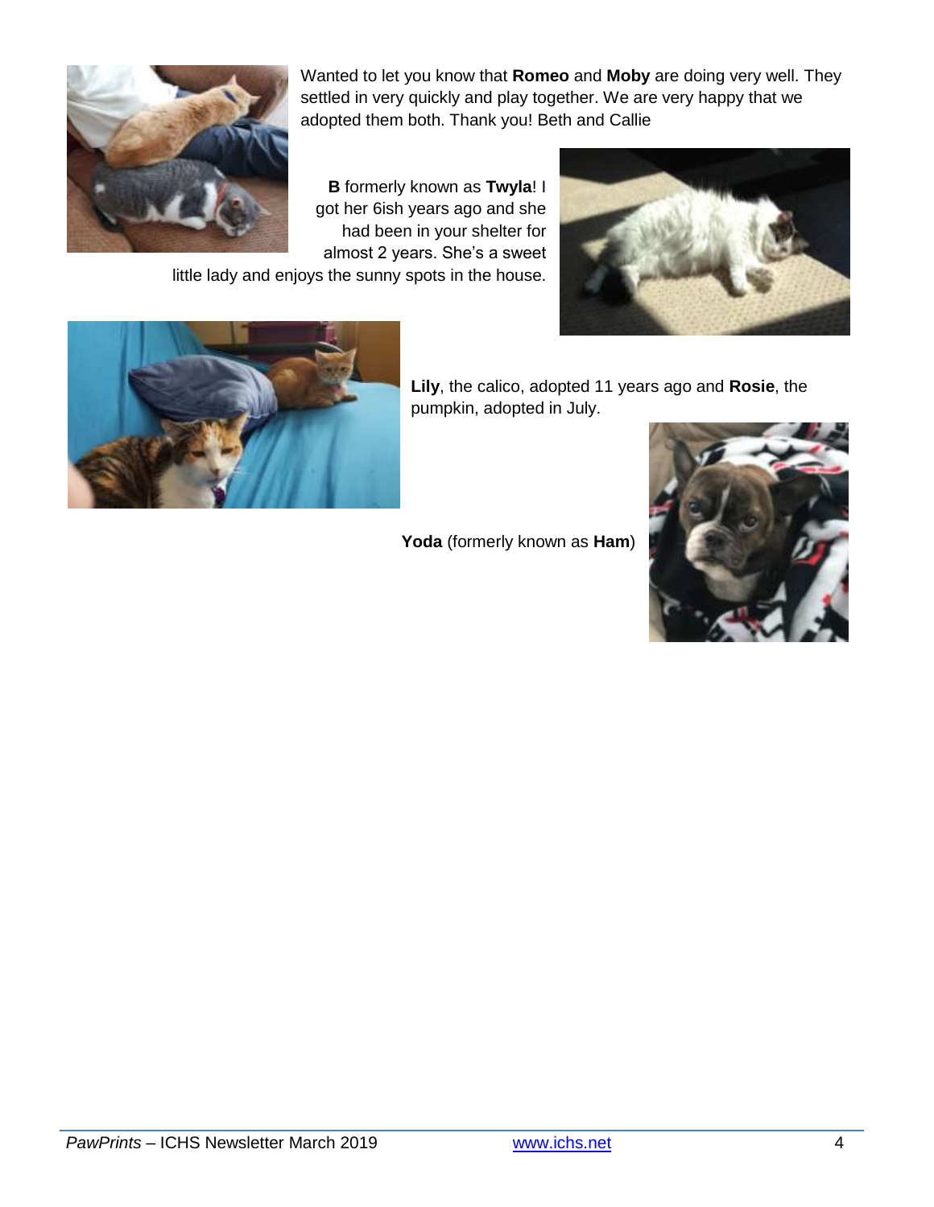Wanted to let you know that **Romeo** and **Moby** are doing very well. They settled in very quickly and play together. We are very happy that we adopted them both. Thank you! Beth and Callie

**B** formerly known as **Twyla**! I got her 6ish years ago and she had been in your shelter for almost 2 years. She's a sweet little lady and enjoys the sunny spots in the house.

**Lily**, the calico, adopted 11 years ago and **Rosie**, the pumpkin, adopted in July.

**Yoda** (formerly known as **Ham**)